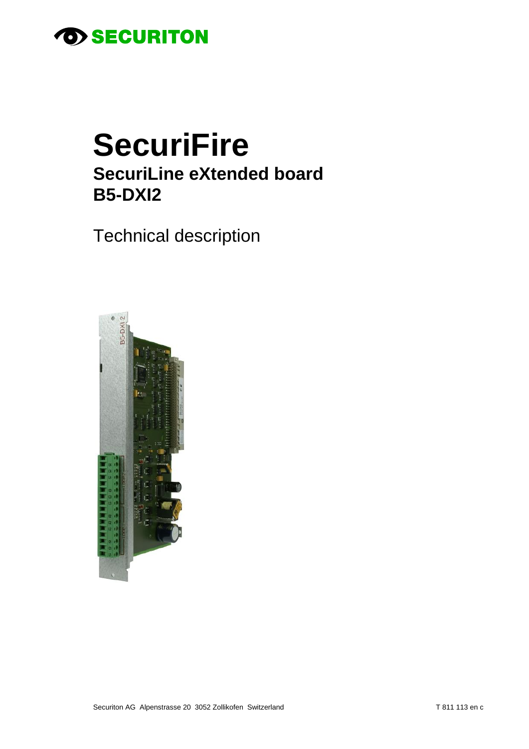SECURITON

# SecuriFire

## SecuriLine eXtended board
## B5-DXI2

Technical description

Securiton AG Alpenstrasse 20 3052 Zollikofen Switzerland

T 811 113 en c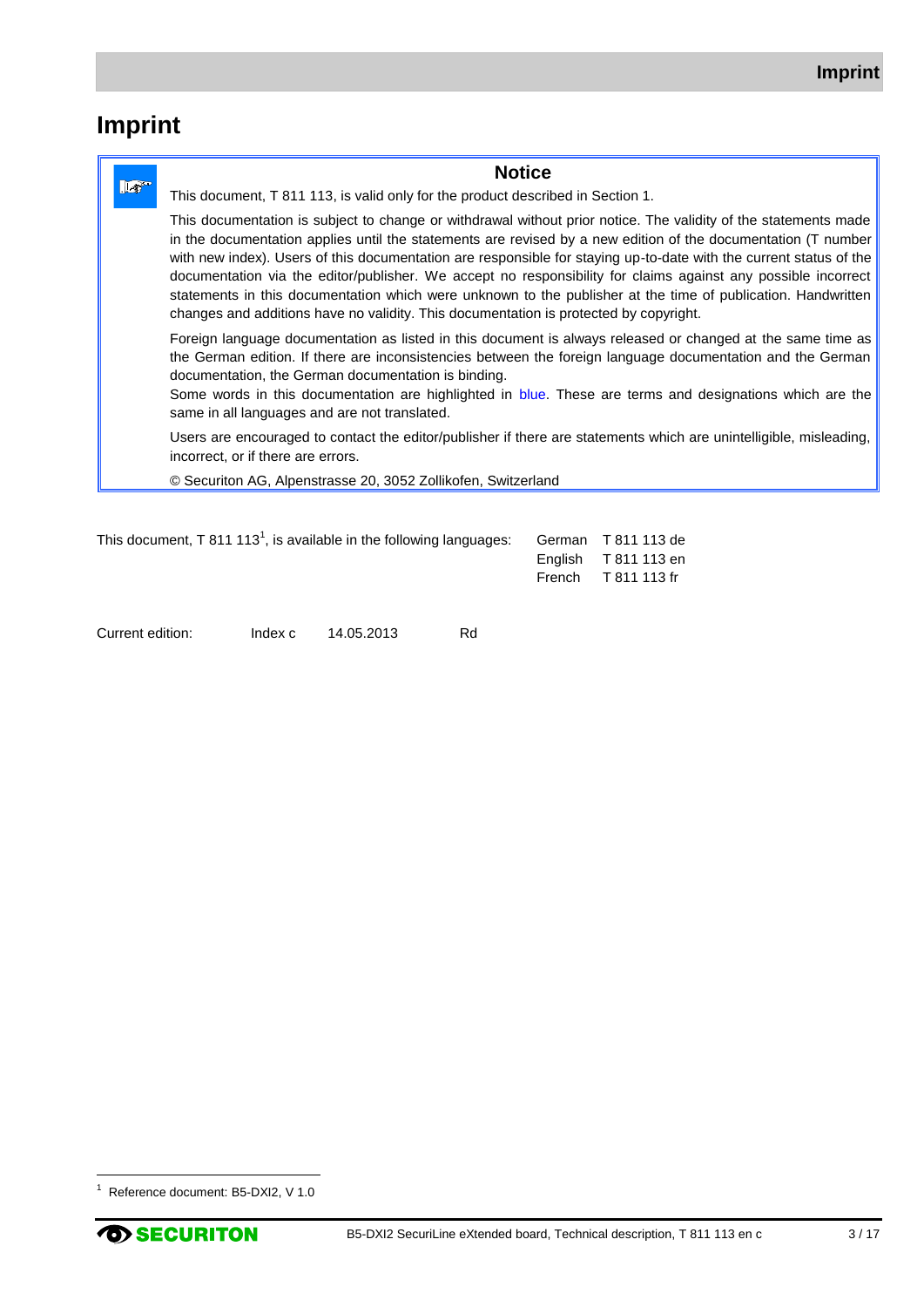# Imprint

**Notice**

This document, T 811 113, is valid only for the product described in Section 1.

This documentation is subject to change or withdrawal without prior notice. The validity of the statements made in the documentation applies until the statements are revised by a new edition of the documentation (T number with new index). Users of this documentation are responsible for staying up-to-date with the current status of the documentation via the editor/publisher. We accept no responsibility for claims against any possible incorrect statements in this documentation which were unknown to the publisher at the time of publication. Handwritten changes and additions have no validity. This documentation is protected by copyright.

Foreign language documentation as listed in this document is always released or changed at the same time as the German edition. If there are inconsistencies between the foreign language documentation and the German documentation, the German documentation is binding.

Some words in this documentation are highlighted in blue. These are terms and designations which are the same in all languages and are not translated.

Users are encouraged to contact the editor/publisher if there are statements which are unintelligible, misleading, incorrect, or if there are errors.

© Securiton AG, Alpenstrasse 20, 3052 Zollikofen, Switzerland

This document, T 811 113[1], is available in the following languages:

| | |
|---|---|
| German | T 811 113 de |
| English | T 811 113 en |
| French | T 811 113 fr |

Current edition: Index c 14.05.2013 Rd

[1] Reference document: B5-DXI2, V 1.0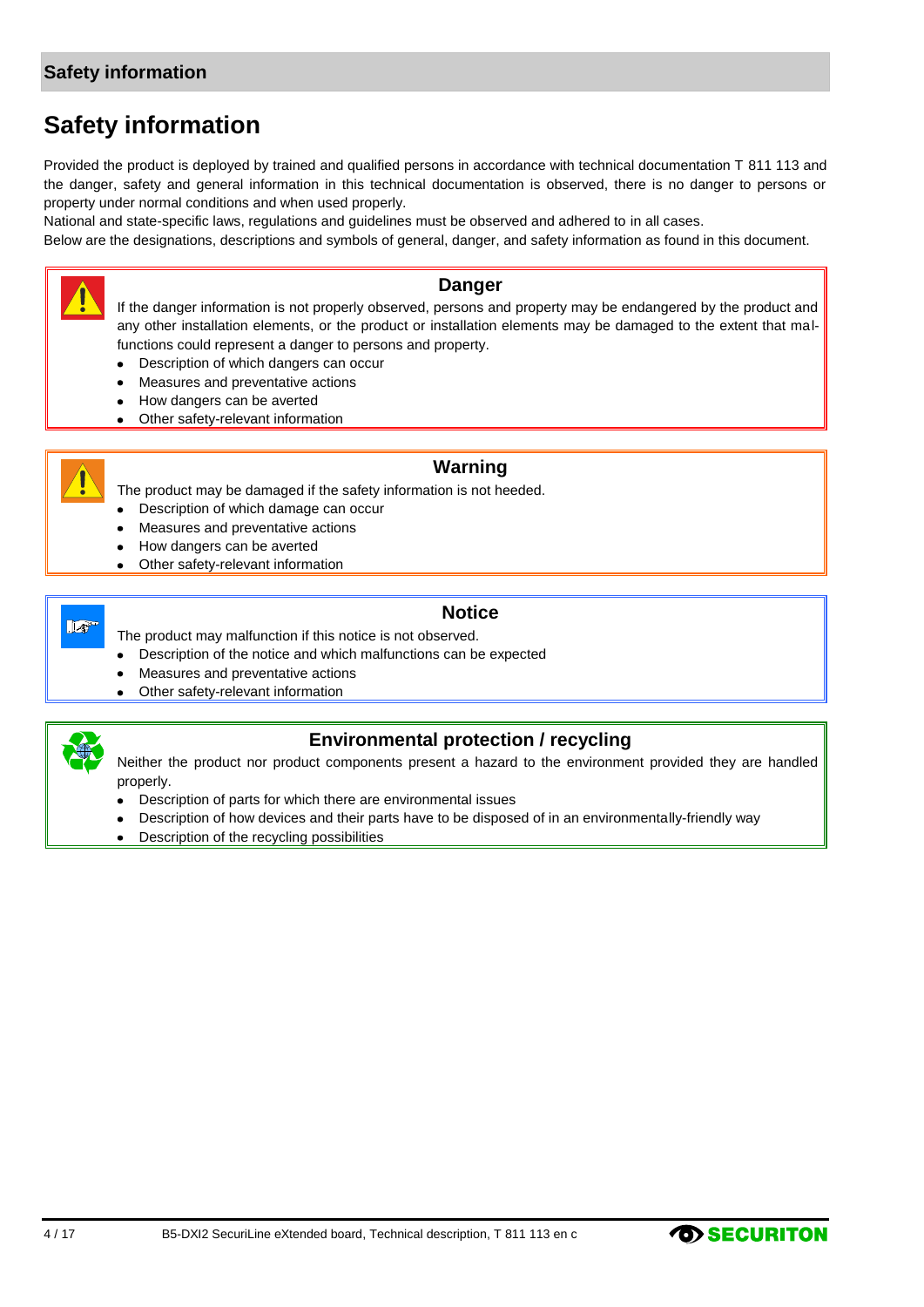# Safety information

Provided the product is deployed by trained and qualified persons in accordance with technical documentation T 811 113 and the danger, safety and general information in this technical documentation is observed, there is no danger to persons or property under normal conditions and when used properly.

National and state-specific laws, regulations and guidelines must be observed and adhered to in all cases.

Below are the designations, descriptions and symbols of general, danger, and safety information as found in this document.

### Danger

If the danger information is not properly observed, persons and property may be endangered by the product and any other installation elements, or the product or installation elements may be damaged to the extent that malfunctions could represent a danger to persons and property.

- Description of which dangers can occur
- Measures and preventative actions
- How dangers can be averted
- Other safety-relevant information

### Warning

The product may be damaged if the safety information is not heeded.

- Description of which damage can occur
- Measures and preventative actions
- How dangers can be averted
- Other safety-relevant information

### Notice

The product may malfunction if this notice is not observed.

- Description of the notice and which malfunctions can be expected
- Measures and preventative actions
- Other safety-relevant information

### Environmental protection / recycling

Neither the product nor product components present a hazard to the environment provided they are handled properly.

- Description of parts for which there are environmental issues
- Description of how devices and their parts have to be disposed of in an environmentally-friendly way
- Description of the recycling possibilities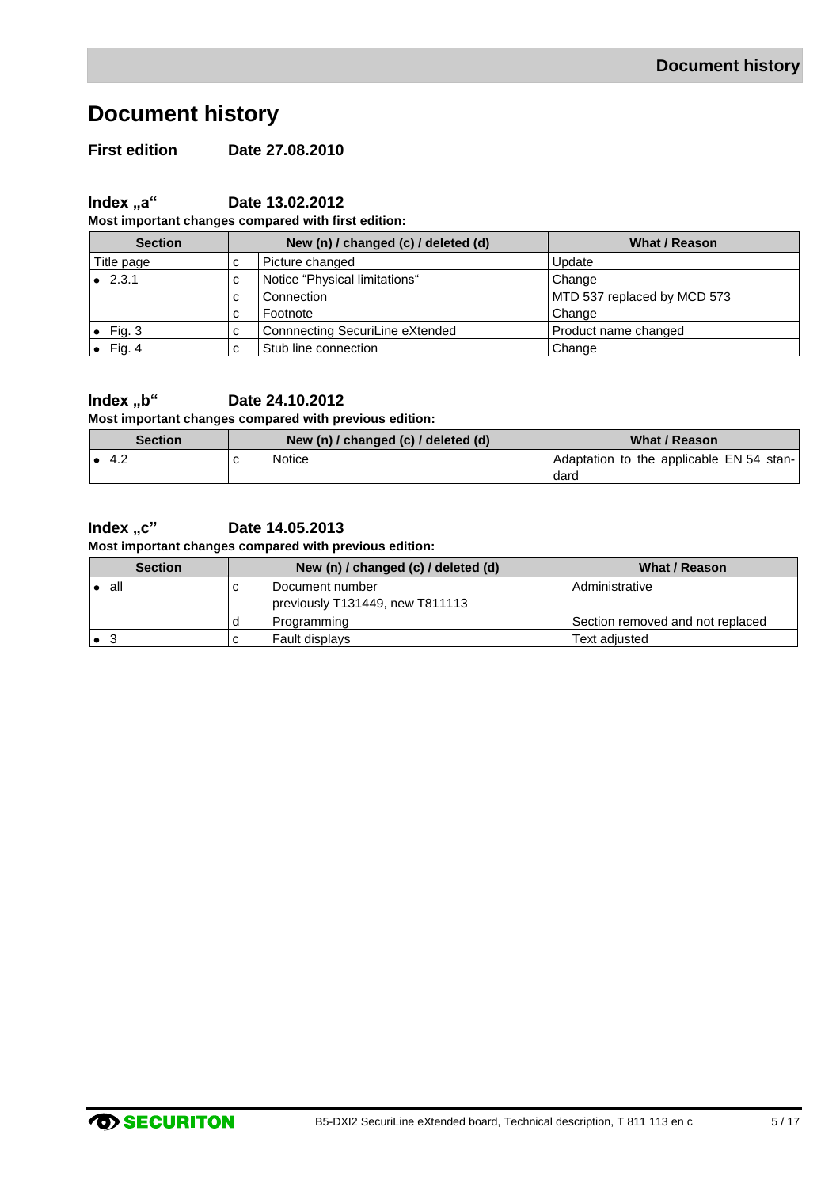# Document history

**First edition** **Date 27.08.2010**

### Index „a“ Date 13.02.2012

**Most important changes compared with first edition:**

| Section | | New (n) / changed (c) / deleted (d) | What / Reason |
|---|---|---|---|
| Title page | c | Picture changed | Update |
| • 2.3.1 | c | Notice “Physical limitations“ | Change |
| | c | Connection | MTD 537 replaced by MCD 573 |
| | c | Footnote | Change |
| • Fig. 3 | c | Connnecting SecuriLine eXtended | Product name changed |
| • Fig. 4 | c | Stub line connection | Change |

### Index „b“ Date 24.10.2012

**Most important changes compared with previous edition:**

| Section | | New (n) / changed (c) / deleted (d) | What / Reason |
|---|---|---|---|
| • 4.2 | c | Notice | Adaptation to the applicable EN 54 standard |

### Index „c” Date 14.05.2013

**Most important changes compared with previous edition:**

| Section | | New (n) / changed (c) / deleted (d) | What / Reason |
|---|---|---|---|
| • all | c | Document number previously T131449, new T811113 | Administrative |
| | d | Programming | Section removed and not replaced |
| • 3 | c | Fault displays | Text adjusted |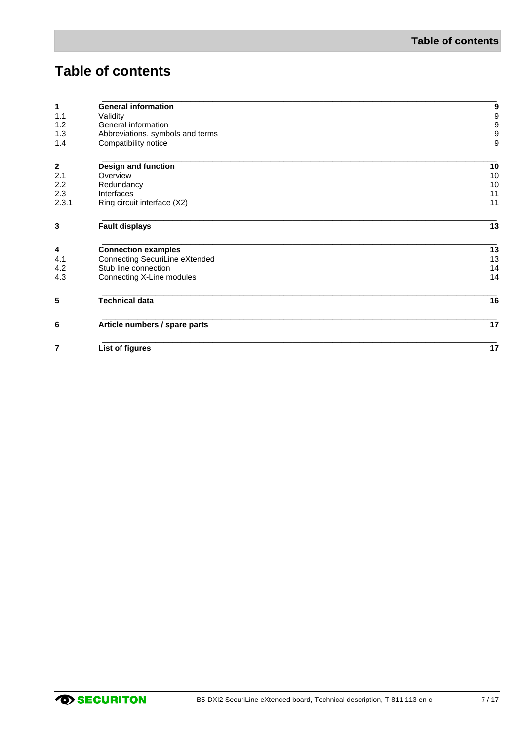# Table of contents

| | | |
|---|---|---|
| **1** | **General information** | **9** |
| 1.1 | Validity | 9 |
| 1.2 | General information | 9 |
| 1.3 | Abbreviations, symbols and terms | 9 |
| 1.4 | Compatibility notice | 9 |
| **2** | **Design and function** | **10** |
| 2.1 | Overview | 10 |
| 2.2 | Redundancy | 10 |
| 2.3 | Interfaces | 11 |
| 2.3.1 | Ring circuit interface (X2) | 11 |
| **3** | **Fault displays** | **13** |
| **4** | **Connection examples** | **13** |
| 4.1 | Connecting SecuriLine eXtended | 13 |
| 4.2 | Stub line connection | 14 |
| 4.3 | Connecting X-Line modules | 14 |
| **5** | **Technical data** | **16** |
| **6** | **Article numbers / spare parts** | **17** |
| **7** | **List of figures** | **17** |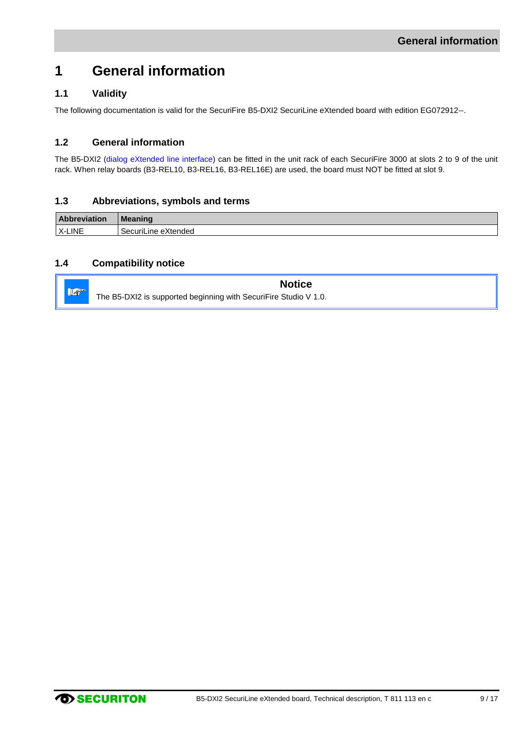# 1 General information

## 1.1 Validity

The following documentation is valid for the SecuriFire B5-DXI2 SecuriLine eXtended board with edition EG072912--.

## 1.2 General information

The B5-DXI2 (dialog eXtended line interface) can be fitted in the unit rack of each SecuriFire 3000 at slots 2 to 9 of the unit rack. When relay boards (B3-REL10, B3-REL16, B3-REL16E) are used, the board must NOT be fitted at slot 9.

## 1.3 Abbreviations, symbols and terms

| Abbreviation | Meaning |
|---|---|
| X-LINE | SecuriLine eXtended |

## 1.4 Compatibility notice

> **Notice**
>
> The B5-DXI2 is supported beginning with SecuriFire Studio V 1.0.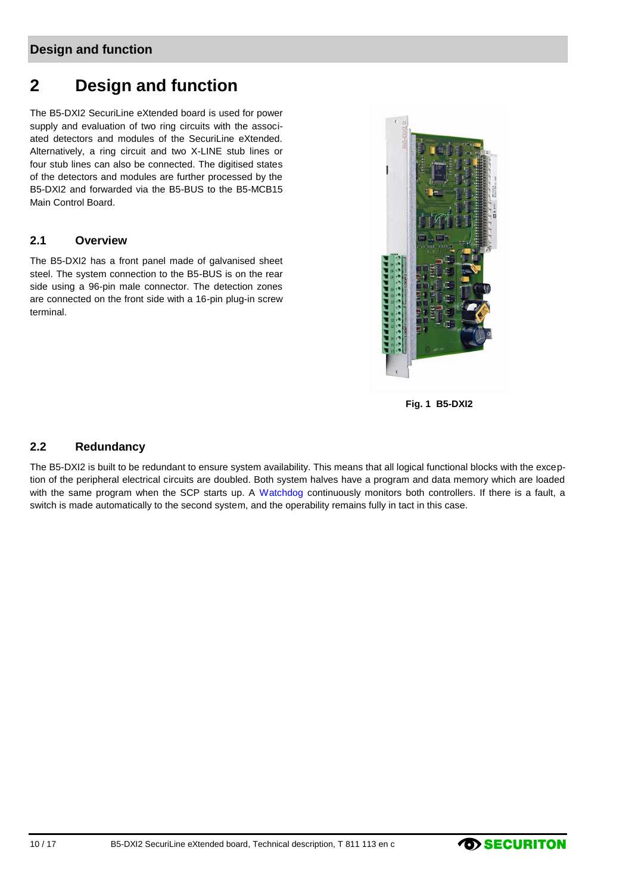# 2 Design and function

The B5-DXI2 SecuriLine eXtended board is used for power supply and evaluation of two ring circuits with the associated detectors and modules of the SecuriLine eXtended. Alternatively, a ring circuit and two X-LINE stub lines or four stub lines can also be connected. The digitised states of the detectors and modules are further processed by the B5-DXI2 and forwarded via the B5-BUS to the B5-MCB15 Main Control Board.

## 2.1 Overview

The B5-DXI2 has a front panel made of galvanised sheet steel. The system connection to the B5-BUS is on the rear side using a 96-pin male connector. The detection zones are connected on the front side with a 16-pin plug-in screw terminal.

**Fig. 1 B5-DXI2**

## 2.2 Redundancy

The B5-DXI2 is built to be redundant to ensure system availability. This means that all logical functional blocks with the exception of the peripheral electrical circuits are doubled. Both system halves have a program and data memory which are loaded with the same program when the SCP starts up. A Watchdog continuously monitors both controllers. If there is a fault, a switch is made automatically to the second system, and the operability remains fully in tact in this case.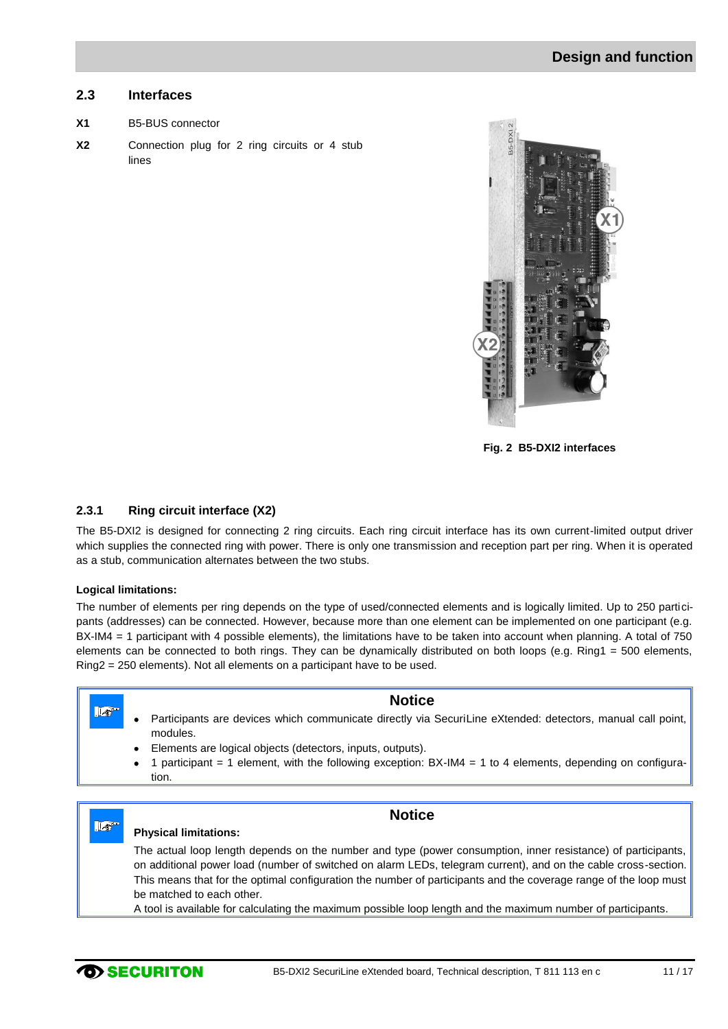## 2.3 Interfaces

**X1** B5-BUS connector

**X2** Connection plug for 2 ring circuits or 4 stub lines

**Fig. 2 B5-DXI2 interfaces**

### 2.3.1 Ring circuit interface (X2)

The B5-DXI2 is designed for connecting 2 ring circuits. Each ring circuit interface has its own current-limited output driver which supplies the connected ring with power. There is only one transmission and reception part per ring. When it is operated as a stub, communication alternates between the two stubs.

**Logical limitations:**

The number of elements per ring depends on the type of used/connected elements and is logically limited. Up to 250 participants (addresses) can be connected. However, because more than one element can be implemented on one participant (e.g. BX-IM4 = 1 participant with 4 possible elements), the limitations have to be taken into account when planning. A total of 750 elements can be connected to both rings. They can be dynamically distributed on both loops (e.g. Ring1 = 500 elements, Ring2 = 250 elements). Not all elements on a participant have to be used.

**Notice**

- Participants are devices which communicate directly via SecuriLine eXtended: detectors, manual call point, modules.
- Elements are logical objects (detectors, inputs, outputs).
- 1 participant = 1 element, with the following exception: BX-IM4 = 1 to 4 elements, depending on configuration.

**Notice**

**Physical limitations:**

The actual loop length depends on the number and type (power consumption, inner resistance) of participants, on additional power load (number of switched on alarm LEDs, telegram current), and on the cable cross-section. This means that for the optimal configuration the number of participants and the coverage range of the loop must be matched to each other.

A tool is available for calculating the maximum possible loop length and the maximum number of participants.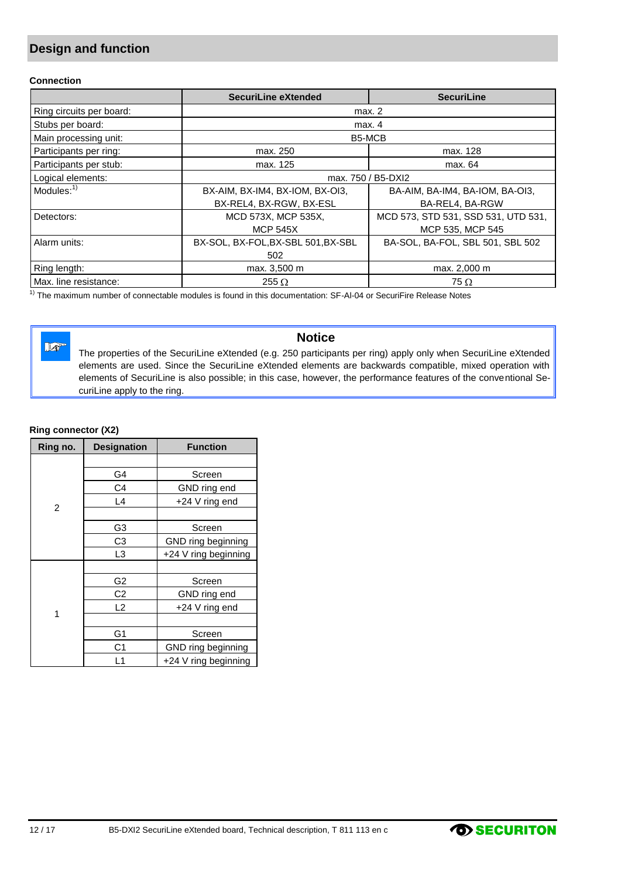## Design and function

**Connection**

| | SecuriLine eXtended | SecuriLine |
|---|---|---|
| Ring circuits per board: | max. 2 | |
| Stubs per board: | max. 4 | |
| Main processing unit: | B5-MCB | |
| Participants per ring: | max. 250 | max. 128 |
| Participants per stub: | max. 125 | max. 64 |
| Logical elements: | max. 750 / B5-DXI2 | |
| Modules:[1] | BX-AIM, BX-IM4, BX-IOM, BX-OI3, BX-REL4, BX-RGW, BX-ESL | BA-AIM, BA-IM4, BA-IOM, BA-OI3, BA-REL4, BA-RGW |
| Detectors: | MCD 573X, MCP 535X, MCP 545X | MCD 573, STD 531, SSD 531, UTD 531, MCP 535, MCP 545 |
| Alarm units: | BX-SOL, BX-FOL,BX-SBL 501,BX-SBL 502 | BA-SOL, BA-FOL, SBL 501, SBL 502 |
| Ring length: | max. 3,500 m | max. 2,000 m |
| Max. line resistance: | 255 Ω | 75 Ω |

[1] The maximum number of connectable modules is found in this documentation: SF-AI-04 or SecuriFire Release Notes

> **Notice**
>
> The properties of the SecuriLine eXtended (e.g. 250 participants per ring) apply only when SecuriLine eXtended elements are used. Since the SecuriLine eXtended elements are backwards compatible, mixed operation with elements of SecuriLine is also possible; in this case, however, the performance features of the conventional SecuriLine apply to the ring.

**Ring connector (X2)**

| Ring no. | Designation | Function |
|---|---|---|
| 2 | | |
| | G4 | Screen |
| | C4 | GND ring end |
| | L4 | +24 V ring end |
| | | |
| | G3 | Screen |
| | C3 | GND ring beginning |
| | L3 | +24 V ring beginning |
| 1 | | |
| | G2 | Screen |
| | C2 | GND ring end |
| | L2 | +24 V ring end |
| | | |
| | G1 | Screen |
| | C1 | GND ring beginning |
| | L1 | +24 V ring beginning |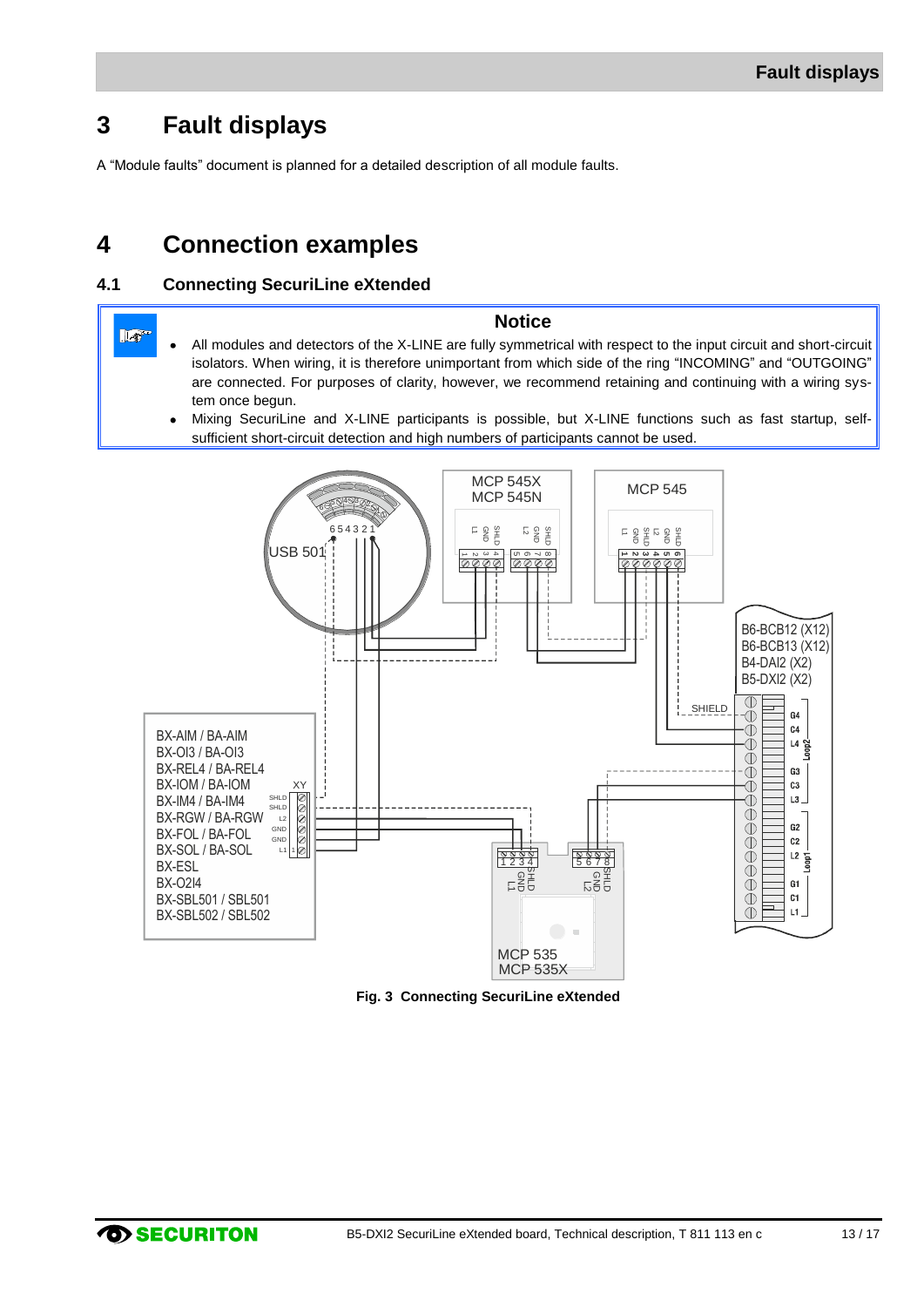# 3 Fault displays

A "Module faults" document is planned for a detailed description of all module faults.

# 4 Connection examples

## 4.1 Connecting SecuriLine eXtended

**Notice**

- All modules and detectors of the X-LINE are fully symmetrical with respect to the input circuit and short-circuit isolators. When wiring, it is therefore unimportant from which side of the ring "INCOMING" and "OUTGOING" are connected. For purposes of clarity, however, we recommend retaining and continuing with a wiring system once begun.
- Mixing SecuriLine and X-LINE participants is possible, but X-LINE functions such as fast startup, self-sufficient short-circuit detection and high numbers of participants cannot be used.

**Fig. 3 Connecting SecuriLine eXtended**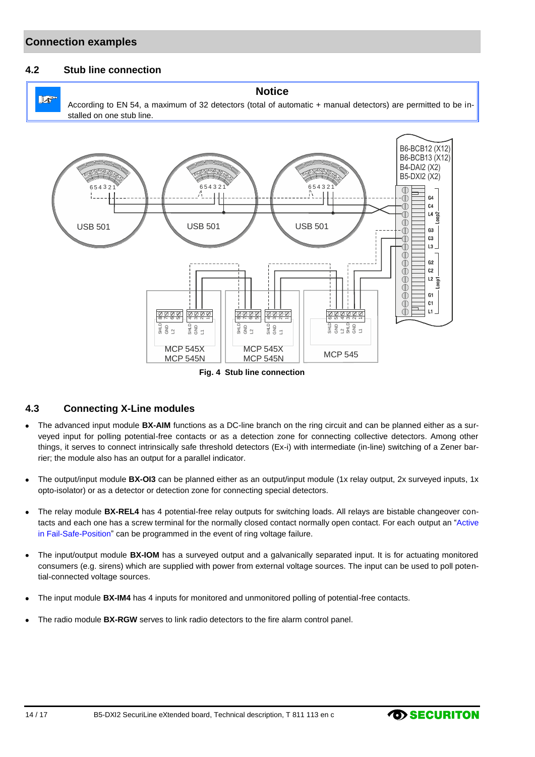## Connection examples

### 4.2 Stub line connection

**Notice**

According to EN 54, a maximum of 32 detectors (total of automatic + manual detectors) are permitted to be installed on one stub line.

**Fig. 4 Stub line connection**

### 4.3 Connecting X-Line modules

- The advanced input module **BX-AIM** functions as a DC-line branch on the ring circuit and can be planned either as a surveyed input for polling potential-free contacts or as a detection zone for connecting collective detectors. Among other things, it serves to connect intrinsically safe threshold detectors (Ex-i) with intermediate (in-line) switching of a Zener barrier; the module also has an output for a parallel indicator.
- The output/input module **BX-OI3** can be planned either as an output/input module (1x relay output, 2x surveyed inputs, 1x opto-isolator) or as a detector or detection zone for connecting special detectors.
- The relay module **BX-REL4** has 4 potential-free relay outputs for switching loads. All relays are bistable changeover contacts and each one has a screw terminal for the normally closed contact normally open contact. For each output an "Active in Fail-Safe-Position" can be programmed in the event of ring voltage failure.
- The input/output module **BX-IOM** has a surveyed output and a galvanically separated input. It is for actuating monitored consumers (e.g. sirens) which are supplied with power from external voltage sources. The input can be used to poll potential-connected voltage sources.
- The input module **BX-IM4** has 4 inputs for monitored and unmonitored polling of potential-free contacts.
- The radio module **BX-RGW** serves to link radio detectors to the fire alarm control panel.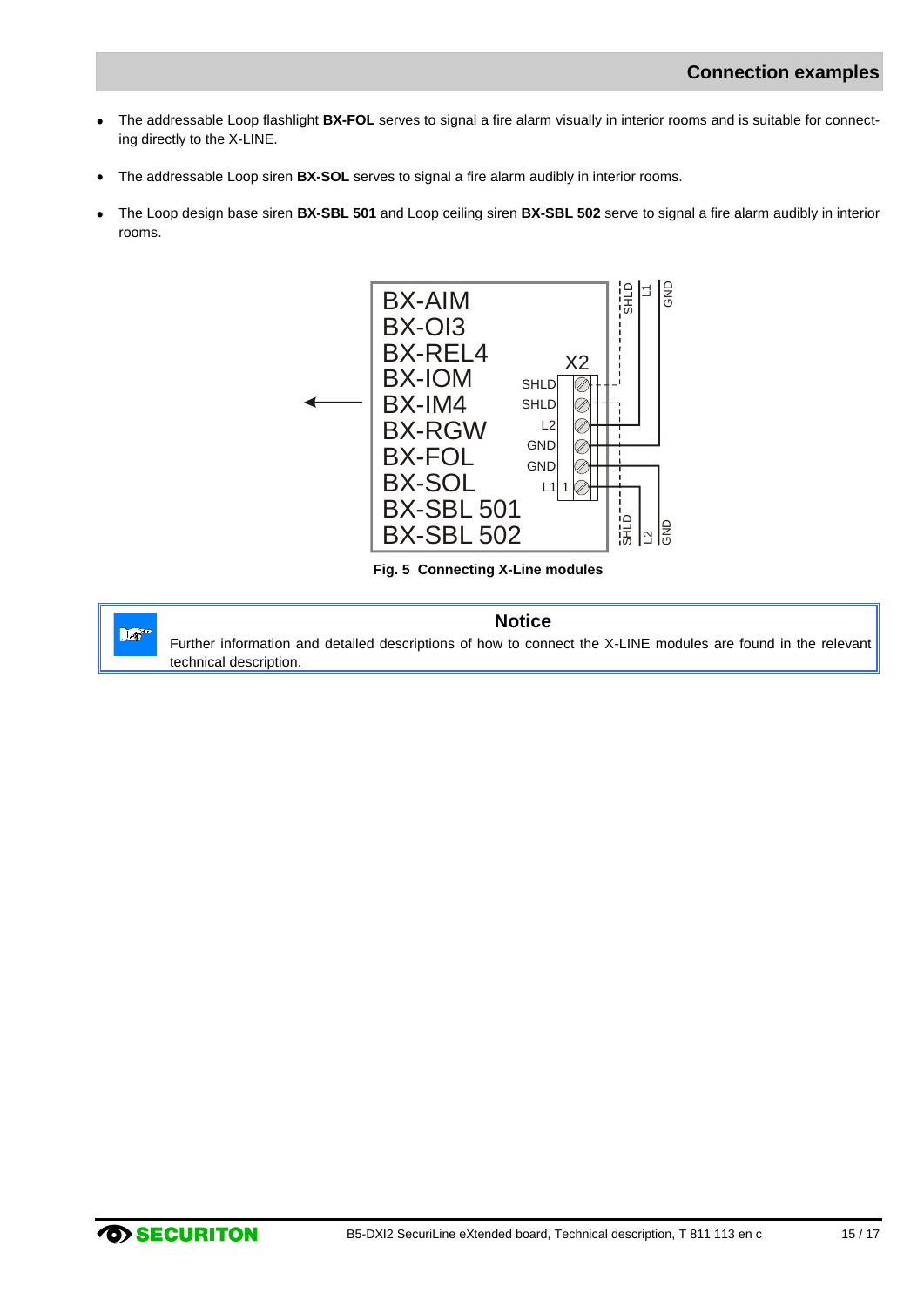## Connection examples

- The addressable Loop flashlight **BX-FOL** serves to signal a fire alarm visually in interior rooms and is suitable for connecting directly to the X-LINE.
- The addressable Loop siren **BX-SOL** serves to signal a fire alarm audibly in interior rooms.
- The Loop design base siren **BX-SBL 501** and Loop ceiling siren **BX-SBL 502** serve to signal a fire alarm audibly in interior rooms.

**Fig. 5 Connecting X-Line modules**

**Notice**

Further information and detailed descriptions of how to connect the X-LINE modules are found in the relevant technical description.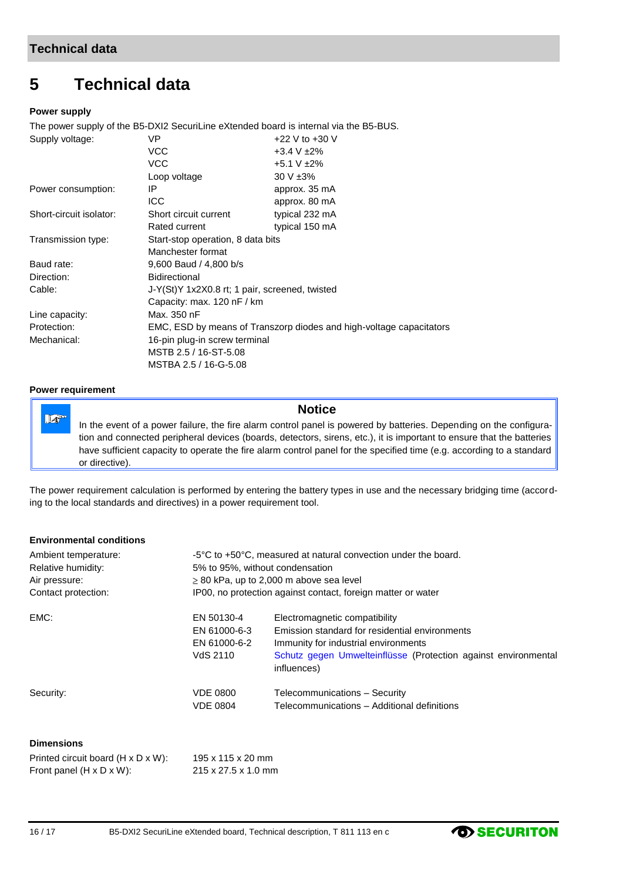# 5 Technical data

### Power supply

The power supply of the B5-DXI2 SecuriLine eXtended board is internal via the B5-BUS.

| | | |
|---|---|---|
| Supply voltage: | VP | +22 V to +30 V |
| | VCC | +3.4 V ±2% |
| | VCC | +5.1 V ±2% |
| | Loop voltage | 30 V ±3% |
| Power consumption: | IP | approx. 35 mA |
| | ICC | approx. 80 mA |
| Short-circuit isolator: | Short circuit current | typical 232 mA |
| | Rated current | typical 150 mA |
| Transmission type: | Start-stop operation, 8 data bits | |
| | Manchester format | |
| Baud rate: | 9,600 Baud / 4,800 b/s | |
| Direction: | Bidirectional | |
| Cable: | J-Y(St)Y 1x2X0.8 rt; 1 pair, screened, twisted | |
| | Capacity: max. 120 nF / km | |
| Line capacity: | Max. 350 nF | |
| Protection: | EMC, ESD by means of Transzorp diodes and high-voltage capacitors | |
| Mechanical: | 16-pin plug-in screw terminal | |
| | MSTB 2.5 / 16-ST-5.08 | |
| | MSTBA 2.5 / 16-G-5.08 | |

### Power requirement

> **Notice**
>
> In the event of a power failure, the fire alarm control panel is powered by batteries. Depending on the configuration and connected peripheral devices (boards, detectors, sirens, etc.), it is important to ensure that the batteries have sufficient capacity to operate the fire alarm control panel for the specified time (e.g. according to a standard or directive).

The power requirement calculation is performed by entering the battery types in use and the necessary bridging time (according to the local standards and directives) in a power requirement tool.

### Environmental conditions

| | | |
|---|---|---|
| Ambient temperature: | -5°C to +50°C, measured at natural convection under the board. | |
| Relative humidity: | 5% to 95%, without condensation | |
| Air pressure: | ≥ 80 kPa, up to 2,000 m above sea level | |
| Contact protection: | IP00, no protection against contact, foreign matter or water | |
| EMC: | EN 50130-4 | Electromagnetic compatibility |
| | EN 61000-6-3 | Emission standard for residential environments |
| | EN 61000-6-2 | Immunity for industrial environments |
| | VdS 2110 | Schutz gegen Umwelteinflüsse (Protection against environmental influences) |
| Security: | VDE 0800 | Telecommunications – Security |
| | VDE 0804 | Telecommunications – Additional definitions |

### Dimensions

| | |
|---|---|
| Printed circuit board (H x D x W): | 195 x 115 x 20 mm |
| Front panel (H x D x W): | 215 x 27.5 x 1.0 mm |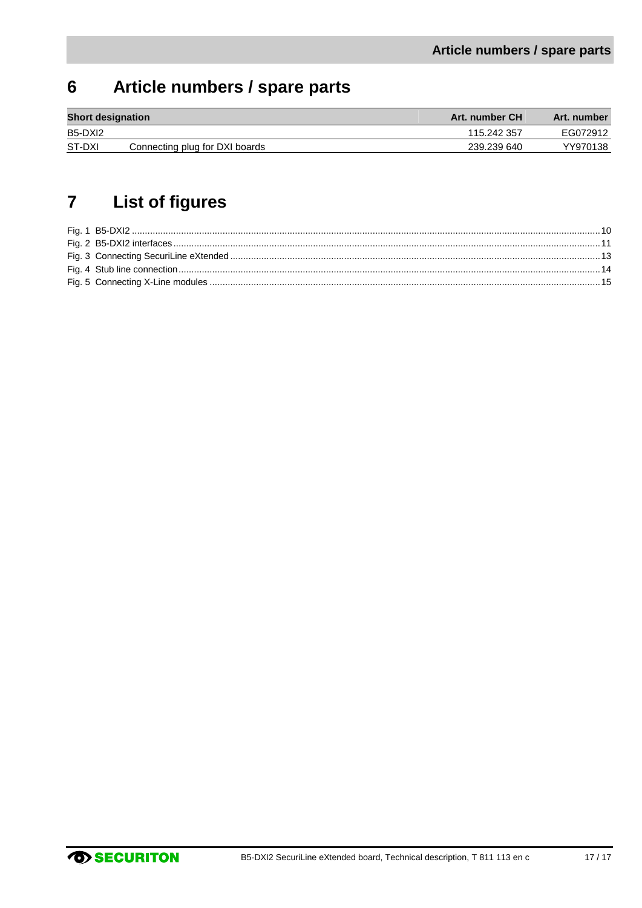# 6 Article numbers / spare parts

| Short designation | | Art. number CH | Art. number |
|---|---|---|---|
| B5-DXI2 | | 115.242 357 | EG072912 |
| ST-DXI | Connecting plug for DXI boards | 239.239 640 | YY970138 |

# 7 List of figures

Fig. 1 B5-DXI2 ..... 10
Fig. 2 B5-DXI2 interfaces ..... 11
Fig. 3 Connecting SecuriLine eXtended ..... 13
Fig. 4 Stub line connection ..... 14
Fig. 5 Connecting X-Line modules ..... 15